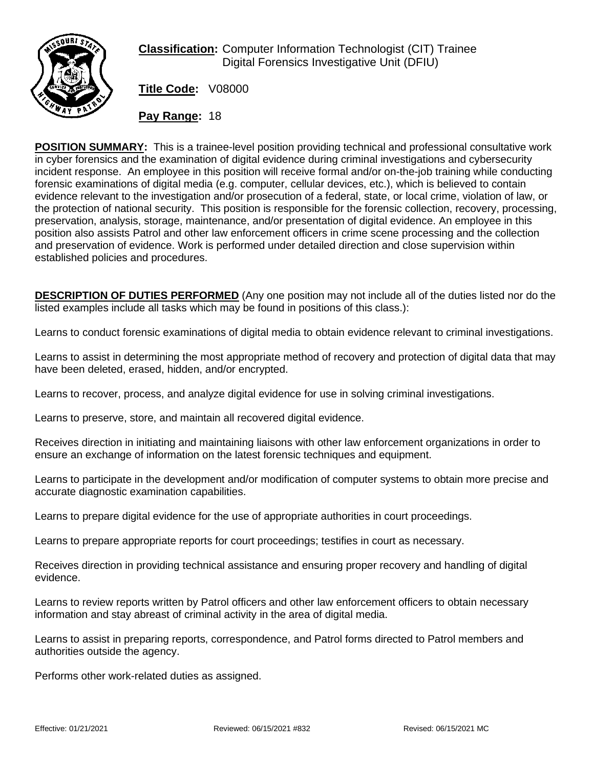**Classification:** Computer Information Technologist (CIT) Trainee
Digital Forensics Investigative Unit (DFIU)

**Title Code:** V08000

**Pay Range:** 18

**POSITION SUMMARY:** This is a trainee-level position providing technical and professional consultative work in cyber forensics and the examination of digital evidence during criminal investigations and cybersecurity incident response. An employee in this position will receive formal and/or on-the-job training while conducting forensic examinations of digital media (e.g. computer, cellular devices, etc.), which is believed to contain evidence relevant to the investigation and/or prosecution of a federal, state, or local crime, violation of law, or the protection of national security. This position is responsible for the forensic collection, recovery, processing, preservation, analysis, storage, maintenance, and/or presentation of digital evidence. An employee in this position also assists Patrol and other law enforcement officers in crime scene processing and the collection and preservation of evidence. Work is performed under detailed direction and close supervision within established policies and procedures.

**DESCRIPTION OF DUTIES PERFORMED** (Any one position may not include all of the duties listed nor do the listed examples include all tasks which may be found in positions of this class.):

Learns to conduct forensic examinations of digital media to obtain evidence relevant to criminal investigations.

Learns to assist in determining the most appropriate method of recovery and protection of digital data that may have been deleted, erased, hidden, and/or encrypted.

Learns to recover, process, and analyze digital evidence for use in solving criminal investigations.

Learns to preserve, store, and maintain all recovered digital evidence.

Receives direction in initiating and maintaining liaisons with other law enforcement organizations in order to ensure an exchange of information on the latest forensic techniques and equipment.

Learns to participate in the development and/or modification of computer systems to obtain more precise and accurate diagnostic examination capabilities.

Learns to prepare digital evidence for the use of appropriate authorities in court proceedings.

Learns to prepare appropriate reports for court proceedings; testifies in court as necessary.

Receives direction in providing technical assistance and ensuring proper recovery and handling of digital evidence.

Learns to review reports written by Patrol officers and other law enforcement officers to obtain necessary information and stay abreast of criminal activity in the area of digital media.

Learns to assist in preparing reports, correspondence, and Patrol forms directed to Patrol members and authorities outside the agency.

Performs other work-related duties as assigned.

Effective: 01/21/2021 Reviewed: 06/15/2021 #832 Revised: 06/15/2021 MC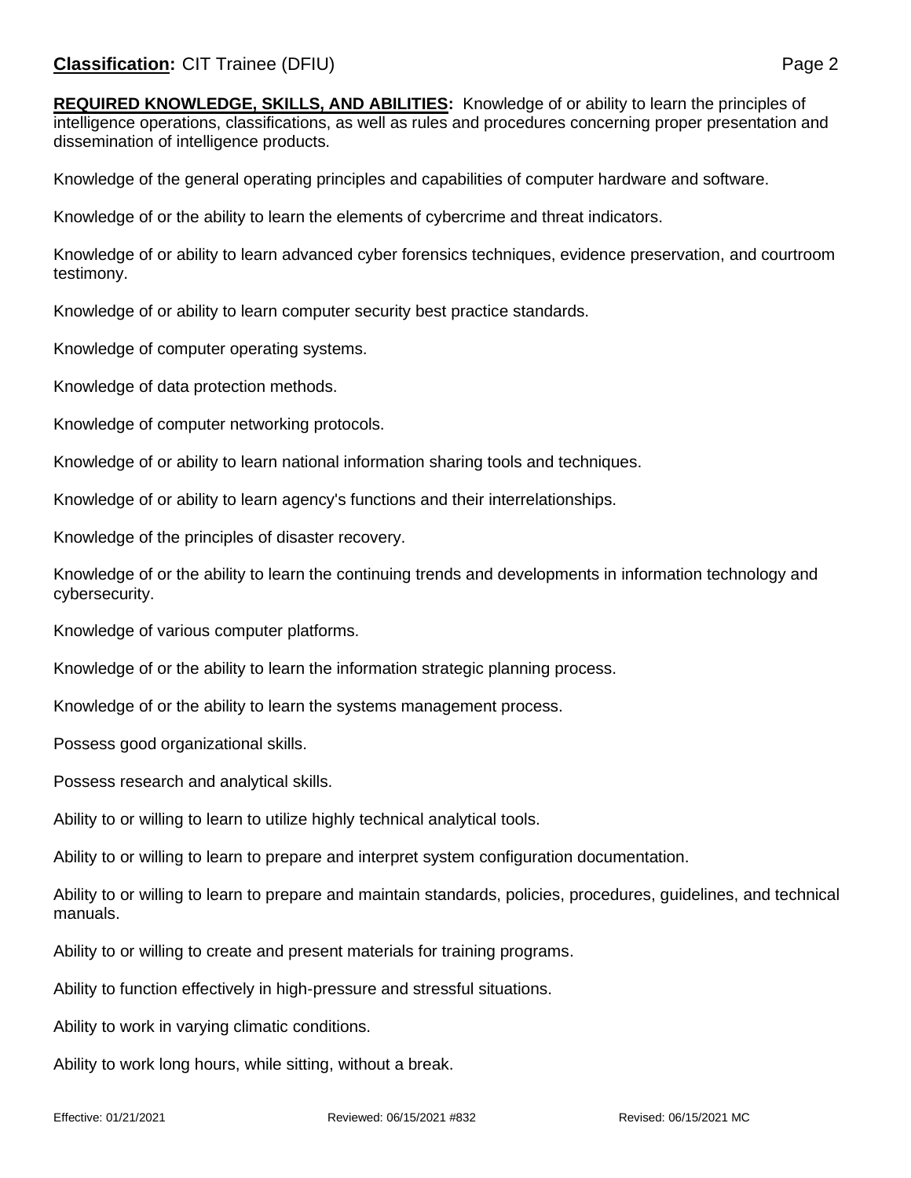**REQUIRED KNOWLEDGE, SKILLS, AND ABILITIES:** Knowledge of or ability to learn the principles of intelligence operations, classifications, as well as rules and procedures concerning proper presentation and dissemination of intelligence products.

Knowledge of the general operating principles and capabilities of computer hardware and software.

Knowledge of or the ability to learn the elements of cybercrime and threat indicators.

Knowledge of or ability to learn advanced cyber forensics techniques, evidence preservation, and courtroom testimony.

Knowledge of or ability to learn computer security best practice standards.

Knowledge of computer operating systems.

Knowledge of data protection methods.

Knowledge of computer networking protocols.

Knowledge of or ability to learn national information sharing tools and techniques.

Knowledge of or ability to learn agency's functions and their interrelationships.

Knowledge of the principles of disaster recovery.

Knowledge of or the ability to learn the continuing trends and developments in information technology and cybersecurity.

Knowledge of various computer platforms.

Knowledge of or the ability to learn the information strategic planning process.

Knowledge of or the ability to learn the systems management process.

Possess good organizational skills.

Possess research and analytical skills.

Ability to or willing to learn to utilize highly technical analytical tools.

Ability to or willing to learn to prepare and interpret system configuration documentation.

Ability to or willing to learn to prepare and maintain standards, policies, procedures, guidelines, and technical manuals.

Ability to or willing to create and present materials for training programs.

Ability to function effectively in high-pressure and stressful situations.

Ability to work in varying climatic conditions.

Ability to work long hours, while sitting, without a break.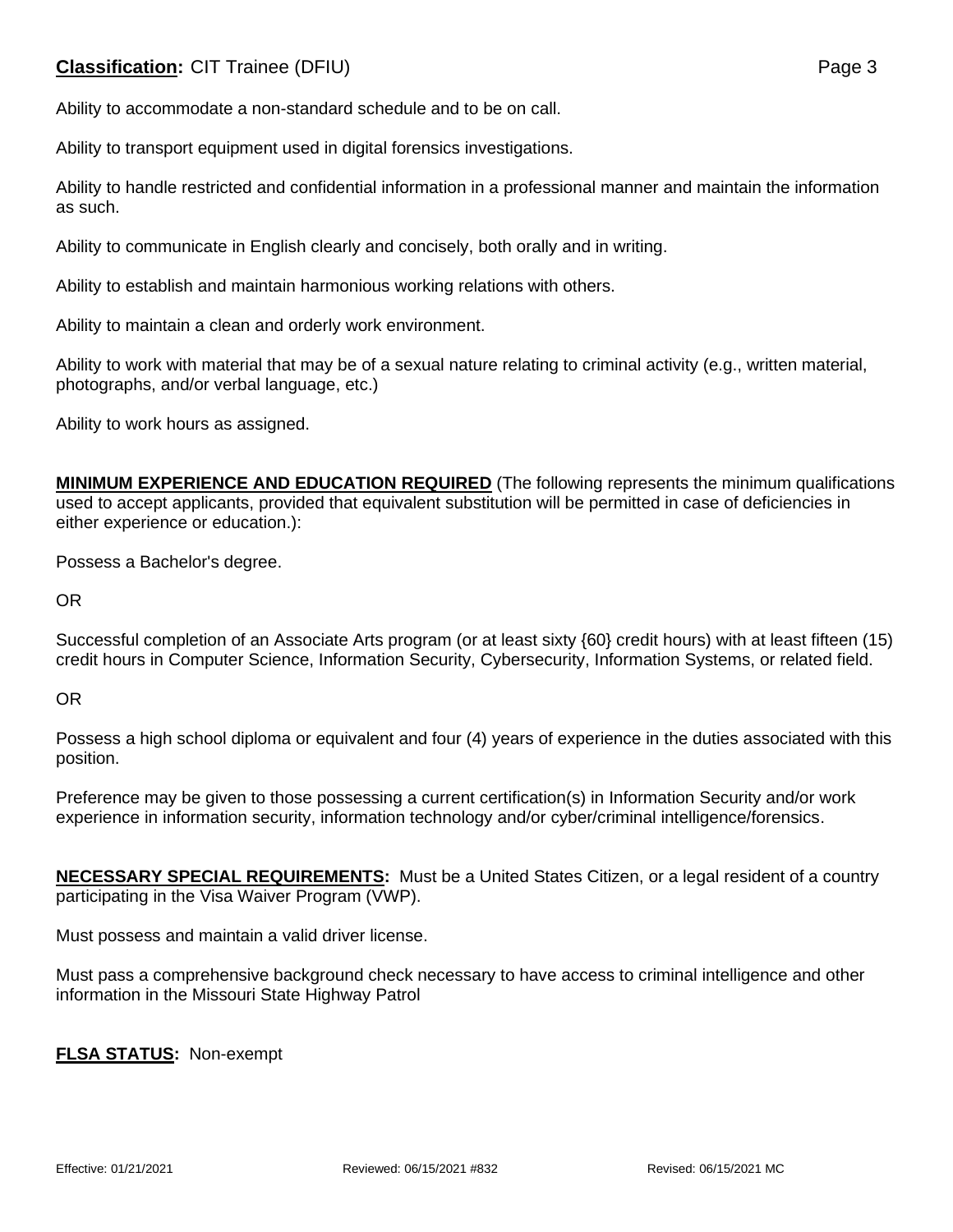Ability to accommodate a non-standard schedule and to be on call.

Ability to transport equipment used in digital forensics investigations.

Ability to handle restricted and confidential information in a professional manner and maintain the information as such.

Ability to communicate in English clearly and concisely, both orally and in writing.

Ability to establish and maintain harmonious working relations with others.

Ability to maintain a clean and orderly work environment.

Ability to work with material that may be of a sexual nature relating to criminal activity (e.g., written material, photographs, and/or verbal language, etc.)

Ability to work hours as assigned.

**MINIMUM EXPERIENCE AND EDUCATION REQUIRED** (The following represents the minimum qualifications used to accept applicants, provided that equivalent substitution will be permitted in case of deficiencies in either experience or education.):

Possess a Bachelor's degree.

OR

Successful completion of an Associate Arts program (or at least sixty {60} credit hours) with at least fifteen (15) credit hours in Computer Science, Information Security, Cybersecurity, Information Systems, or related field.

OR

Possess a high school diploma or equivalent and four (4) years of experience in the duties associated with this position.

Preference may be given to those possessing a current certification(s) in Information Security and/or work experience in information security, information technology and/or cyber/criminal intelligence/forensics.

**NECESSARY SPECIAL REQUIREMENTS:** Must be a United States Citizen, or a legal resident of a country participating in the Visa Waiver Program (VWP).

Must possess and maintain a valid driver license.

Must pass a comprehensive background check necessary to have access to criminal intelligence and other information in the Missouri State Highway Patrol

**FLSA STATUS:** Non-exempt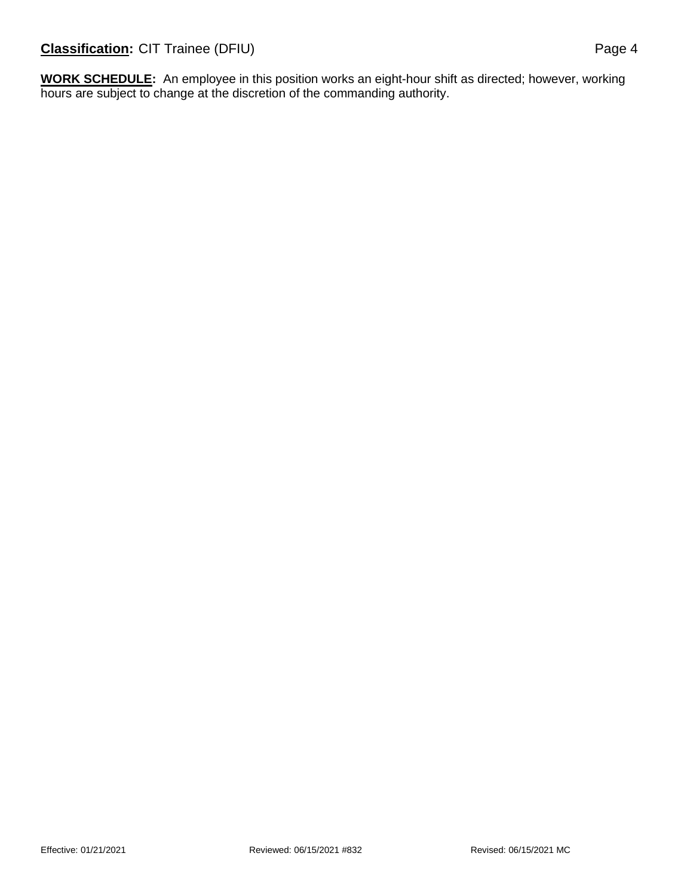**WORK SCHEDULE:** An employee in this position works an eight-hour shift as directed; however, working hours are subject to change at the discretion of the commanding authority.